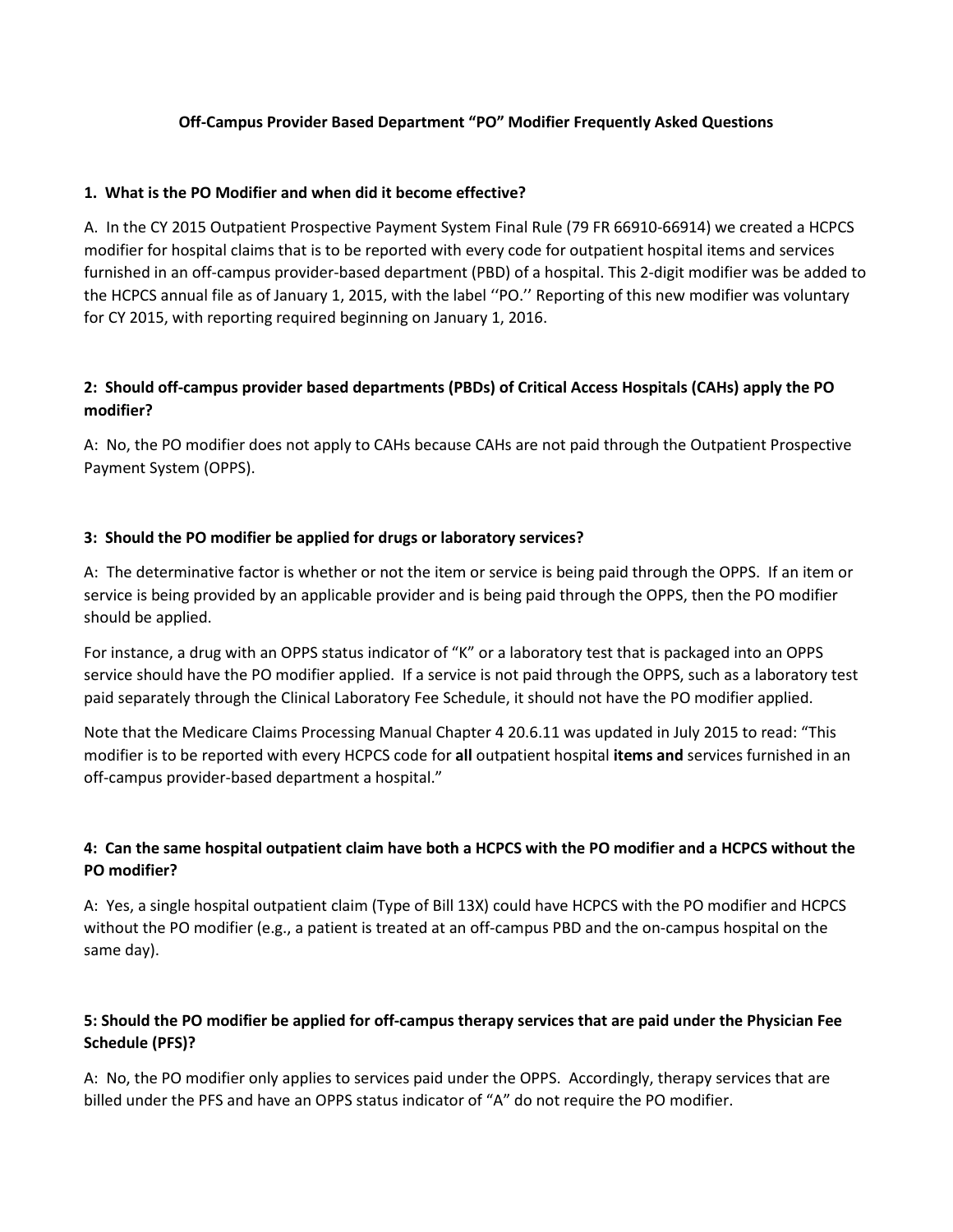# Off-Campus Provider Based Department "PO" Modifier Frequently Asked Questions

**1. What is the PO Modifier and when did it become effective?**

A. In the CY 2015 Outpatient Prospective Payment System Final Rule (79 FR 66910-66914) we created a HCPCS modifier for hospital claims that is to be reported with every code for outpatient hospital items and services furnished in an off-campus provider-based department (PBD) of a hospital. This 2-digit modifier was be added to the HCPCS annual file as of January 1, 2015, with the label ''PO.'' Reporting of this new modifier was voluntary for CY 2015, with reporting required beginning on January 1, 2016.

**2: Should off-campus provider based departments (PBDs) of Critical Access Hospitals (CAHs) apply the PO modifier?**

A: No, the PO modifier does not apply to CAHs because CAHs are not paid through the Outpatient Prospective Payment System (OPPS).

**3: Should the PO modifier be applied for drugs or laboratory services?**

A: The determinative factor is whether or not the item or service is being paid through the OPPS. If an item or service is being provided by an applicable provider and is being paid through the OPPS, then the PO modifier should be applied.

For instance, a drug with an OPPS status indicator of "K" or a laboratory test that is packaged into an OPPS service should have the PO modifier applied. If a service is not paid through the OPPS, such as a laboratory test paid separately through the Clinical Laboratory Fee Schedule, it should not have the PO modifier applied.

Note that the Medicare Claims Processing Manual Chapter 4 20.6.11 was updated in July 2015 to read: "This modifier is to be reported with every HCPCS code for **all** outpatient hospital **items and** services furnished in an off-campus provider-based department a hospital."

**4: Can the same hospital outpatient claim have both a HCPCS with the PO modifier and a HCPCS without the PO modifier?**

A: Yes, a single hospital outpatient claim (Type of Bill 13X) could have HCPCS with the PO modifier and HCPCS without the PO modifier (e.g., a patient is treated at an off-campus PBD and the on-campus hospital on the same day).

**5: Should the PO modifier be applied for off-campus therapy services that are paid under the Physician Fee Schedule (PFS)?**

A: No, the PO modifier only applies to services paid under the OPPS. Accordingly, therapy services that are billed under the PFS and have an OPPS status indicator of "A" do not require the PO modifier.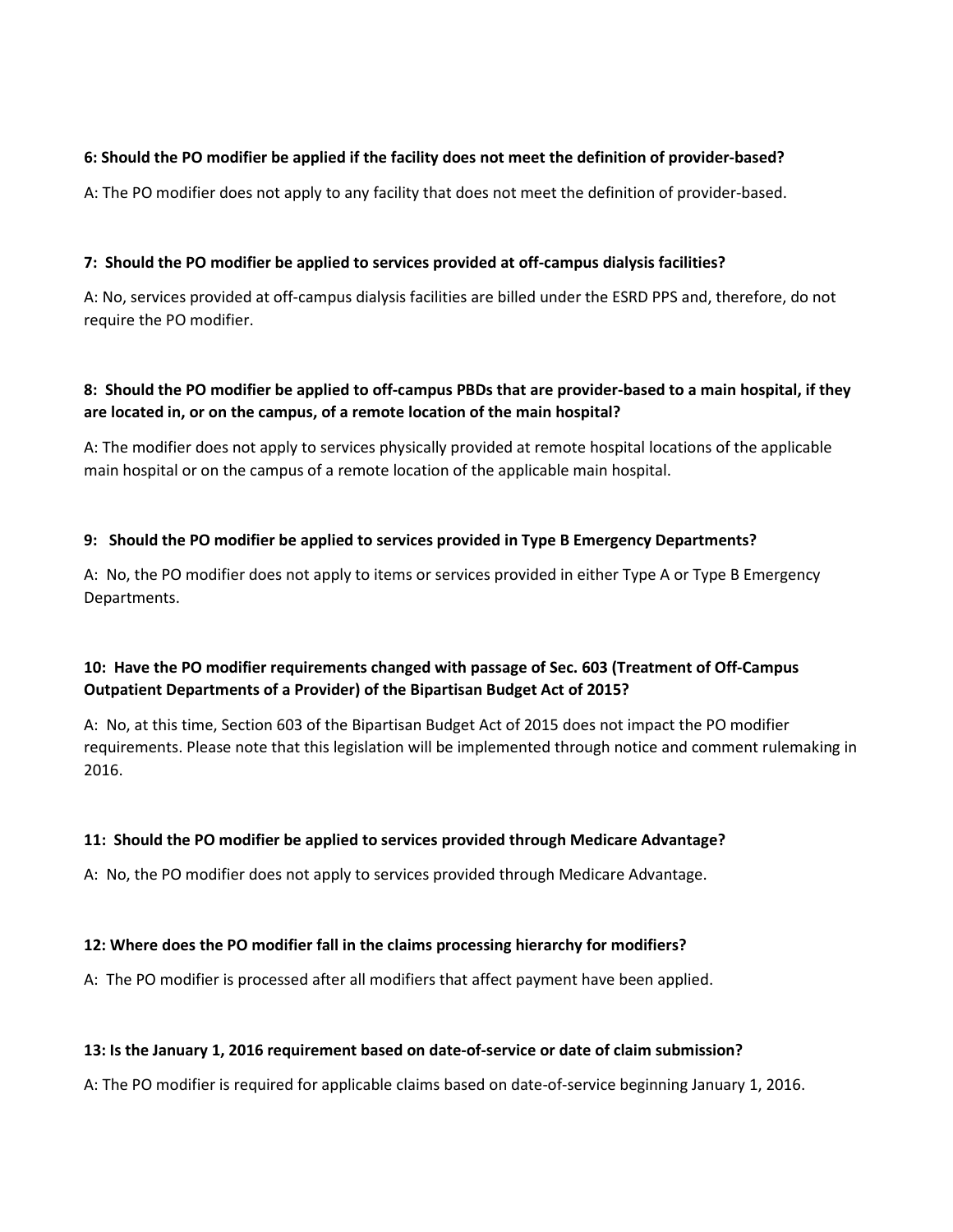**6: Should the PO modifier be applied if the facility does not meet the definition of provider-based?**

A: The PO modifier does not apply to any facility that does not meet the definition of provider-based.

**7: Should the PO modifier be applied to services provided at off-campus dialysis facilities?**

A: No, services provided at off-campus dialysis facilities are billed under the ESRD PPS and, therefore, do not require the PO modifier.

**8: Should the PO modifier be applied to off-campus PBDs that are provider-based to a main hospital, if they are located in, or on the campus, of a remote location of the main hospital?**

A: The modifier does not apply to services physically provided at remote hospital locations of the applicable main hospital or on the campus of a remote location of the applicable main hospital.

**9: Should the PO modifier be applied to services provided in Type B Emergency Departments?**

A: No, the PO modifier does not apply to items or services provided in either Type A or Type B Emergency Departments.

**10: Have the PO modifier requirements changed with passage of Sec. 603 (Treatment of Off-Campus Outpatient Departments of a Provider) of the Bipartisan Budget Act of 2015?**

A: No, at this time, Section 603 of the Bipartisan Budget Act of 2015 does not impact the PO modifier requirements. Please note that this legislation will be implemented through notice and comment rulemaking in 2016.

**11: Should the PO modifier be applied to services provided through Medicare Advantage?**

A: No, the PO modifier does not apply to services provided through Medicare Advantage.

**12: Where does the PO modifier fall in the claims processing hierarchy for modifiers?**

A: The PO modifier is processed after all modifiers that affect payment have been applied.

**13: Is the January 1, 2016 requirement based on date-of-service or date of claim submission?**

A: The PO modifier is required for applicable claims based on date-of-service beginning January 1, 2016.